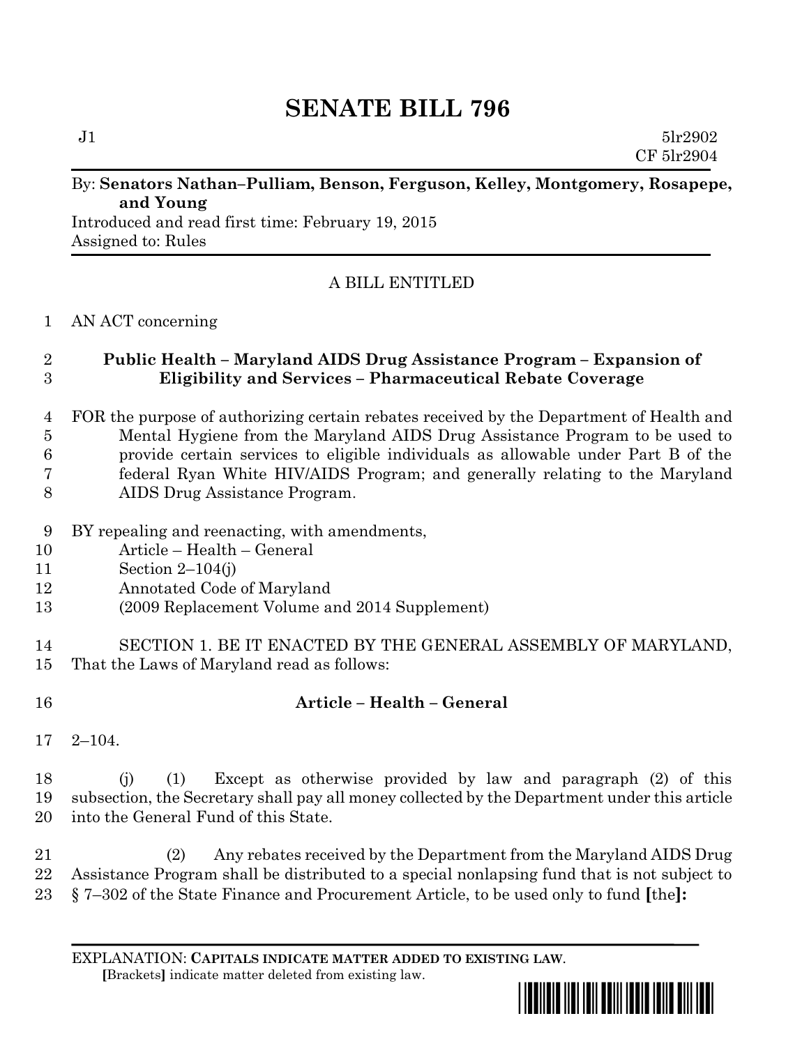# SENATE BILL 796

J1 5lr2902
CF 5lr2904

By: **Senators Nathan–Pulliam, Benson, Ferguson, Kelley, Montgomery, Rosapepe, and Young**
Introduced and read first time: February 19, 2015
Assigned to: Rules

A BILL ENTITLED

1 AN ACT concerning

2 **Public Health – Maryland AIDS Drug Assistance Program – Expansion of**
3 **Eligibility and Services – Pharmaceutical Rebate Coverage**

4 FOR the purpose of authorizing certain rebates received by the Department of Health and
5 Mental Hygiene from the Maryland AIDS Drug Assistance Program to be used to
6 provide certain services to eligible individuals as allowable under Part B of the
7 federal Ryan White HIV/AIDS Program; and generally relating to the Maryland
8 AIDS Drug Assistance Program.

9 BY repealing and reenacting, with amendments,
10 Article – Health – General
11 Section 2–104(j)
12 Annotated Code of Maryland
13 (2009 Replacement Volume and 2014 Supplement)

14 SECTION 1. BE IT ENACTED BY THE GENERAL ASSEMBLY OF MARYLAND,
15 That the Laws of Maryland read as follows:

16 **Article – Health – General**

17 2–104.

18 (j) (1) Except as otherwise provided by law and paragraph (2) of this
19 subsection, the Secretary shall pay all money collected by the Department under this article
20 into the General Fund of this State.

21 (2) Any rebates received by the Department from the Maryland AIDS Drug
22 Assistance Program shall be distributed to a special nonlapsing fund that is not subject to
23 § 7–302 of the State Finance and Procurement Article, to be used only to fund **[**the**]:**

EXPLANATION: **CAPITALS INDICATE MATTER ADDED TO EXISTING LAW**.
**[**Brackets**]** indicate matter deleted from existing law.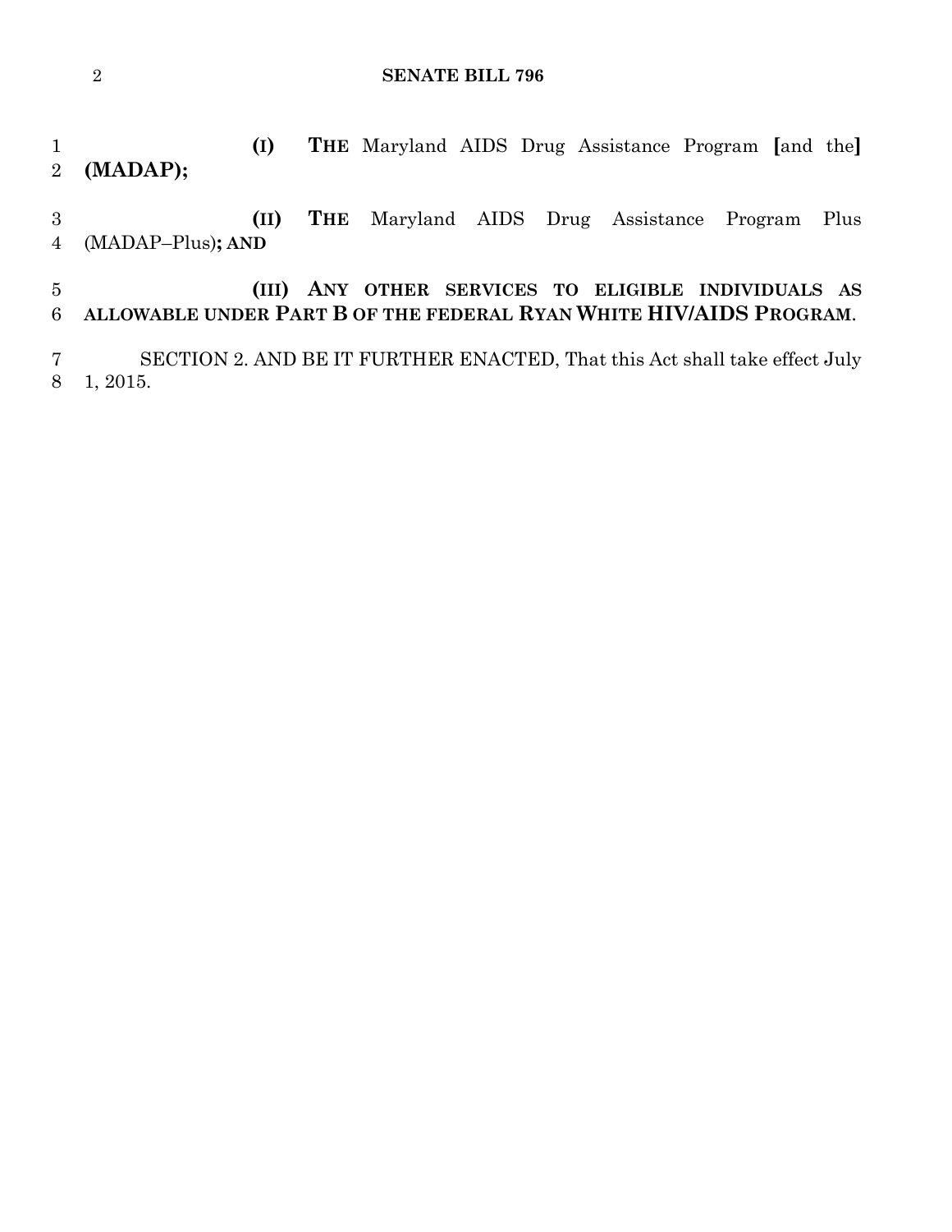**(I)** **THE** Maryland AIDS Drug Assistance Program [and the] **(MADAP);**

**(II)** **THE** Maryland AIDS Drug Assistance Program Plus (MADAP–Plus)**; AND**

**(III) ANY OTHER SERVICES TO ELIGIBLE INDIVIDUALS AS ALLOWABLE UNDER PART B OF THE FEDERAL RYAN WHITE HIV/AIDS PROGRAM**.

SECTION 2. AND BE IT FURTHER ENACTED, That this Act shall take effect July 1, 2015.